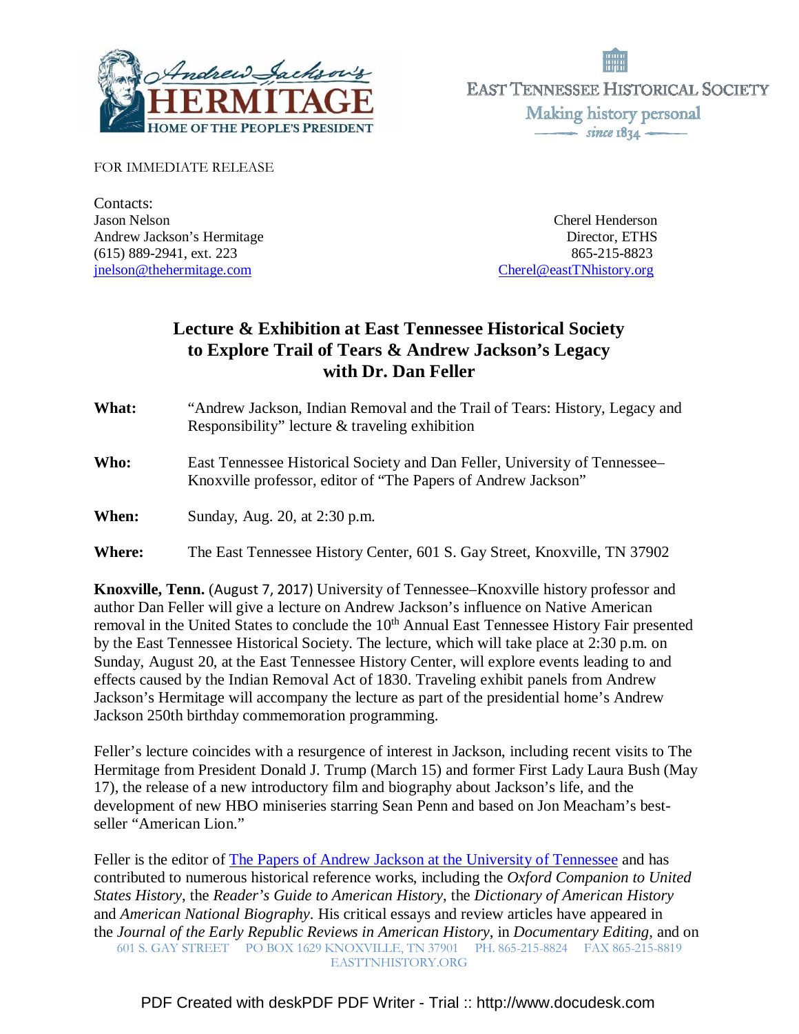Andrew Jackson's HERMITAGE
HOME OF THE PEOPLE'S PRESIDENT

EAST TENNESSEE HISTORICAL SOCIETY
Making history personal
since 1834

FOR IMMEDIATE RELEASE

Contacts:
Jason Nelson
Andrew Jackson's Hermitage
(615) 889-2941, ext. 223
jnelson@thehermitage.com

Cherel Henderson
Director, ETHS
865-215-8823
Cherel@eastTNhistory.org

## Lecture & Exhibition at East Tennessee Historical Society to Explore Trail of Tears & Andrew Jackson's Legacy with Dr. Dan Feller

**What:** "Andrew Jackson, Indian Removal and the Trail of Tears: History, Legacy and Responsibility" lecture & traveling exhibition

**Who:** East Tennessee Historical Society and Dan Feller, University of Tennessee–Knoxville professor, editor of "The Papers of Andrew Jackson"

**When:** Sunday, Aug. 20, at 2:30 p.m.

**Where:** The East Tennessee History Center, 601 S. Gay Street, Knoxville, TN 37902

**Knoxville, Tenn.** (August 7, 2017) University of Tennessee–Knoxville history professor and author Dan Feller will give a lecture on Andrew Jackson's influence on Native American removal in the United States to conclude the 10th Annual East Tennessee History Fair presented by the East Tennessee Historical Society. The lecture, which will take place at 2:30 p.m. on Sunday, August 20, at the East Tennessee History Center, will explore events leading to and effects caused by the Indian Removal Act of 1830. Traveling exhibit panels from Andrew Jackson's Hermitage will accompany the lecture as part of the presidential home's Andrew Jackson 250th birthday commemoration programming.

Feller's lecture coincides with a resurgence of interest in Jackson, including recent visits to The Hermitage from President Donald J. Trump (March 15) and former First Lady Laura Bush (May 17), the release of a new introductory film and biography about Jackson's life, and the development of new HBO miniseries starring Sean Penn and based on Jon Meacham's best-seller "American Lion."

Feller is the editor of The Papers of Andrew Jackson at the University of Tennessee and has contributed to numerous historical reference works, including the *Oxford Companion to United States History*, the *Reader's Guide to American History*, the *Dictionary of American History* and *American National Biography*. His critical essays and review articles have appeared in the *Journal of the Early Republic Reviews in American History*, in *Documentary Editing*, and on

601 S. GAY STREET PO BOX 1629 KNOXVILLE, TN 37901 PH. 865-215-8824 FAX 865-215-8819
EASTTNHISTORY.ORG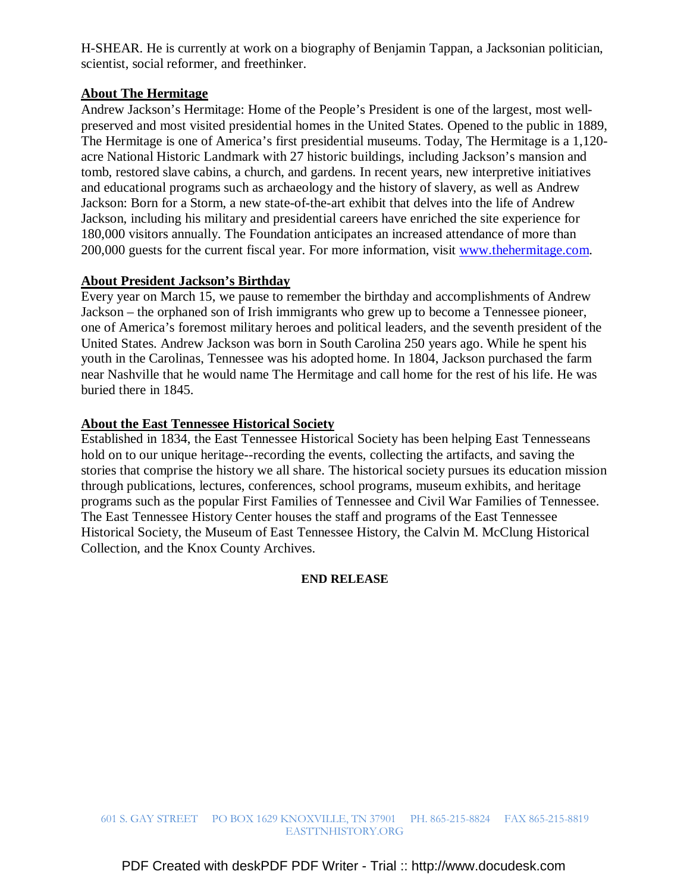H-SHEAR. He is currently at work on a biography of Benjamin Tappan, a Jacksonian politician, scientist, social reformer, and freethinker.

**About The Hermitage**

Andrew Jackson's Hermitage: Home of the People's President is one of the largest, most well-preserved and most visited presidential homes in the United States. Opened to the public in 1889, The Hermitage is one of America's first presidential museums. Today, The Hermitage is a 1,120-acre National Historic Landmark with 27 historic buildings, including Jackson's mansion and tomb, restored slave cabins, a church, and gardens. In recent years, new interpretive initiatives and educational programs such as archaeology and the history of slavery, as well as Andrew Jackson: Born for a Storm, a new state-of-the-art exhibit that delves into the life of Andrew Jackson, including his military and presidential careers have enriched the site experience for 180,000 visitors annually. The Foundation anticipates an increased attendance of more than 200,000 guests for the current fiscal year. For more information, visit [www.thehermitage.com](http://www.thehermitage.com).

**About President Jackson's Birthday**

Every year on March 15, we pause to remember the birthday and accomplishments of Andrew Jackson – the orphaned son of Irish immigrants who grew up to become a Tennessee pioneer, one of America's foremost military heroes and political leaders, and the seventh president of the United States. Andrew Jackson was born in South Carolina 250 years ago. While he spent his youth in the Carolinas, Tennessee was his adopted home. In 1804, Jackson purchased the farm near Nashville that he would name The Hermitage and call home for the rest of his life. He was buried there in 1845.

**About the East Tennessee Historical Society**

Established in 1834, the East Tennessee Historical Society has been helping East Tennesseans hold on to our unique heritage--recording the events, collecting the artifacts, and saving the stories that comprise the history we all share. The historical society pursues its education mission through publications, lectures, conferences, school programs, museum exhibits, and heritage programs such as the popular First Families of Tennessee and Civil War Families of Tennessee. The East Tennessee History Center houses the staff and programs of the East Tennessee Historical Society, the Museum of East Tennessee History, the Calvin M. McClung Historical Collection, and the Knox County Archives.

**END RELEASE**

601 S. GAY STREET PO BOX 1629 KNOXVILLE, TN 37901 PH. 865-215-8824 FAX 865-215-8819
EASTTNHISTORY.ORG